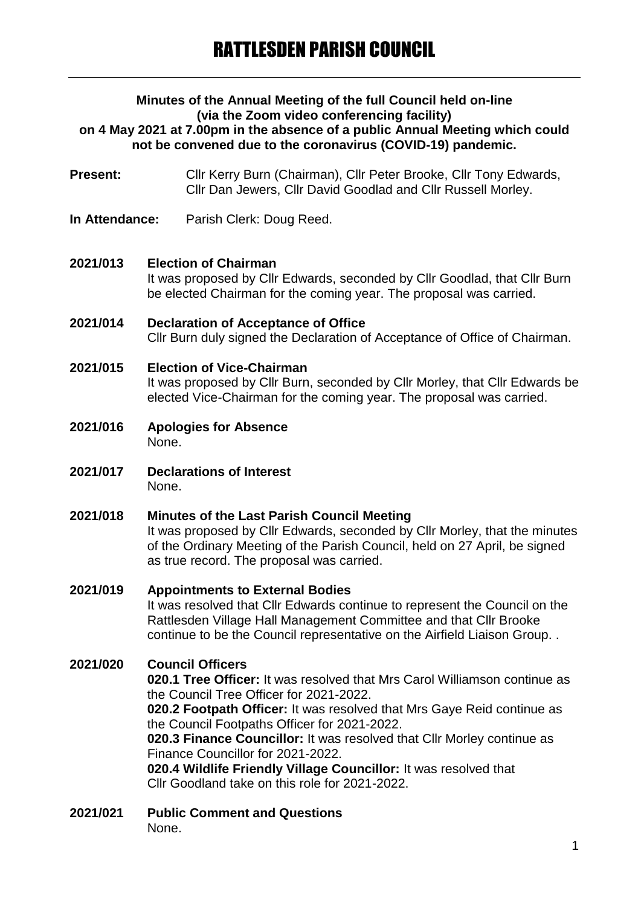# RATTLESDEN PARISH COUNCIL

**Minutes of the Annual Meeting of the full Council held on-line (via the Zoom video conferencing facility) on 4 May 2021 at 7.00pm in the absence of a public Annual Meeting which could not be convened due to the coronavirus (COVID-19) pandemic.**

**Present:** Cllr Kerry Burn (Chairman), Cllr Peter Brooke, Cllr Tony Edwards, Cllr Dan Jewers, Cllr David Goodlad and Cllr Russell Morley.

**In Attendance:** Parish Clerk: Doug Reed.

**2021/013 Election of Chairman**
It was proposed by Cllr Edwards, seconded by Cllr Goodlad, that Cllr Burn be elected Chairman for the coming year. The proposal was carried.

**2021/014 Declaration of Acceptance of Office**
Cllr Burn duly signed the Declaration of Acceptance of Office of Chairman.

**2021/015 Election of Vice-Chairman**
It was proposed by Cllr Burn, seconded by Cllr Morley, that Cllr Edwards be elected Vice-Chairman for the coming year. The proposal was carried.

**2021/016 Apologies for Absence**
None.

**2021/017 Declarations of Interest**
None.

**2021/018 Minutes of the Last Parish Council Meeting**
It was proposed by Cllr Edwards, seconded by Cllr Morley, that the minutes of the Ordinary Meeting of the Parish Council, held on 27 April, be signed as true record. The proposal was carried.

**2021/019 Appointments to External Bodies**
It was resolved that Cllr Edwards continue to represent the Council on the Rattlesden Village Hall Management Committee and that Cllr Brooke continue to be the Council representative on the Airfield Liaison Group. .

**2021/020 Council Officers**
**020.1 Tree Officer:** It was resolved that Mrs Carol Williamson continue as the Council Tree Officer for 2021-2022.
**020.2 Footpath Officer:** It was resolved that Mrs Gaye Reid continue as the Council Footpaths Officer for 2021-2022.
**020.3 Finance Councillor:** It was resolved that Cllr Morley continue as Finance Councillor for 2021-2022.
**020.4 Wildlife Friendly Village Councillor:** It was resolved that Cllr Goodland take on this role for 2021-2022.

**2021/021 Public Comment and Questions**
None.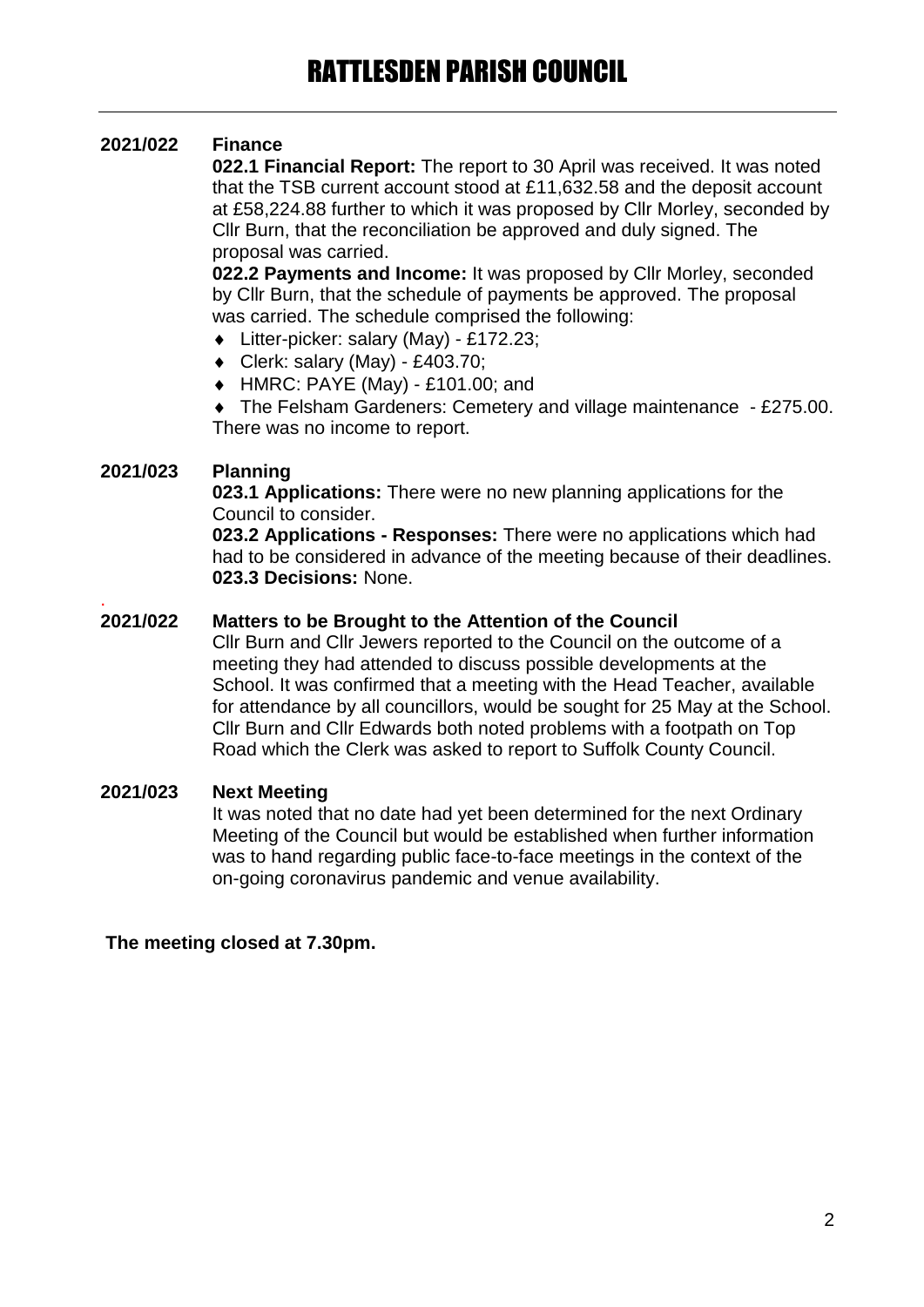# RATTLESDEN PARISH COUNCIL

**2021/022 Finance**

**022.1 Financial Report:** The report to 30 April was received. It was noted that the TSB current account stood at £11,632.58 and the deposit account at £58,224.88 further to which it was proposed by Cllr Morley, seconded by Cllr Burn, that the reconciliation be approved and duly signed. The proposal was carried.

**022.2 Payments and Income:** It was proposed by Cllr Morley, seconded by Cllr Burn, that the schedule of payments be approved. The proposal was carried. The schedule comprised the following:

- Litter-picker: salary (May) - £172.23;
- Clerk: salary (May) - £403.70;
- HMRC: PAYE (May) - £101.00; and
- The Felsham Gardeners: Cemetery and village maintenance - £275.00.

There was no income to report.

**2021/023 Planning**

**023.1 Applications:** There were no new planning applications for the Council to consider.

**023.2 Applications - Responses:** There were no applications which had had to be considered in advance of the meeting because of their deadlines.

**023.3 Decisions:** None.

**2021/022 Matters to be Brought to the Attention of the Council**

Cllr Burn and Cllr Jewers reported to the Council on the outcome of a meeting they had attended to discuss possible developments at the School. It was confirmed that a meeting with the Head Teacher, available for attendance by all councillors, would be sought for 25 May at the School. Cllr Burn and Cllr Edwards both noted problems with a footpath on Top Road which the Clerk was asked to report to Suffolk County Council.

**2021/023 Next Meeting**

It was noted that no date had yet been determined for the next Ordinary Meeting of the Council but would be established when further information was to hand regarding public face-to-face meetings in the context of the on-going coronavirus pandemic and venue availability.

**The meeting closed at 7.30pm.**